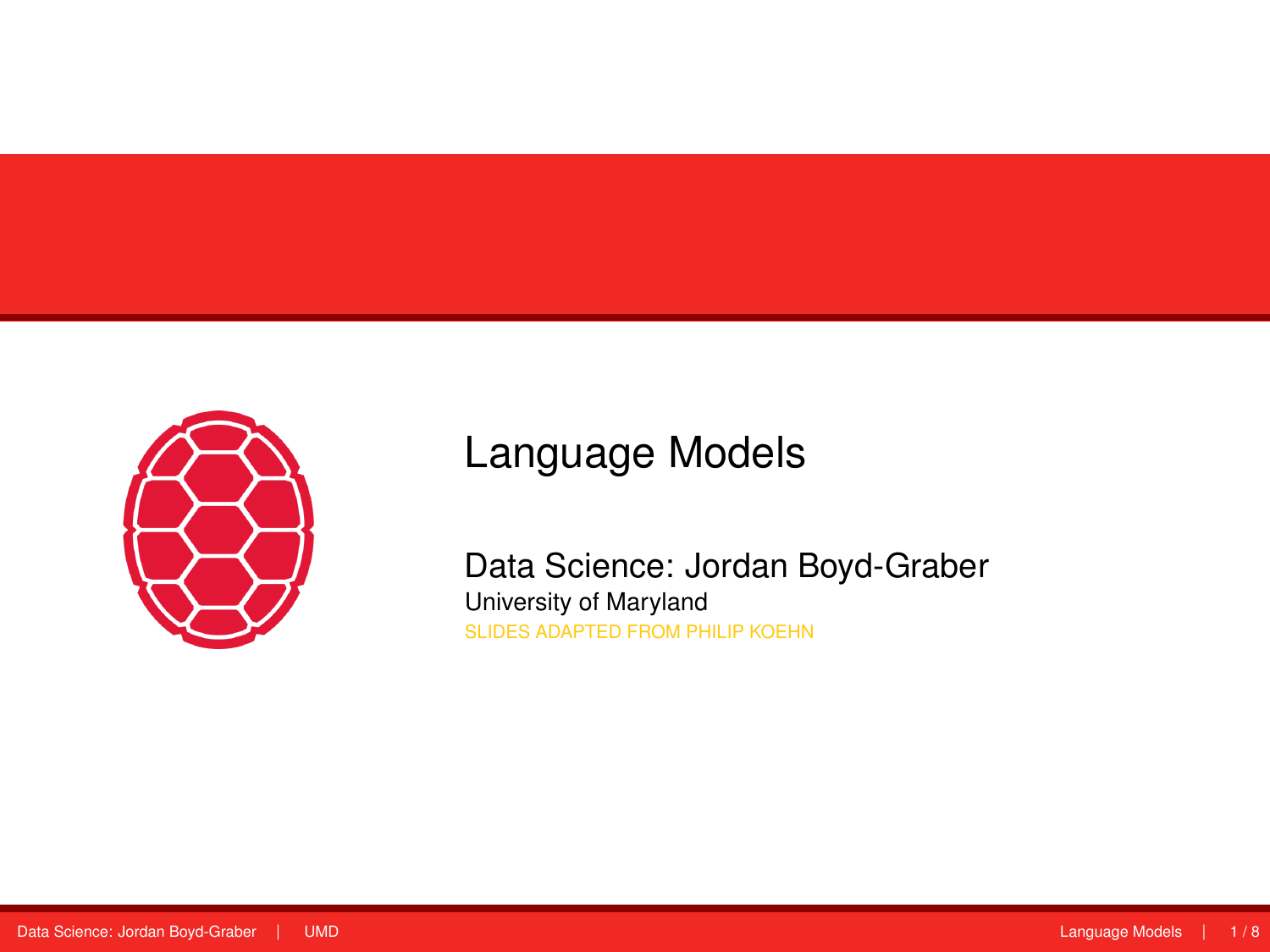# Language Models

Data Science: Jordan Boyd-Graber

University of Maryland

SLIDES ADAPTED FROM PHILIP KOEHN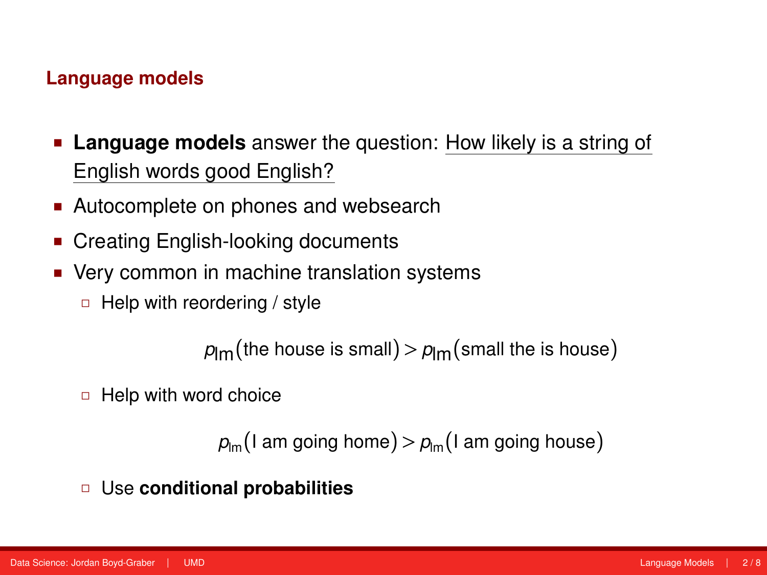## Language models

- **Language models** answer the question: How likely is a string of English words good English?
- Autocomplete on phones and websearch
- Creating English-looking documents
- Very common in machine translation systems
  - Help with reordering / style

    $$p_{\text{lm}}(\text{the house is small}) > p_{\text{lm}}(\text{small the is house})$$

  - Help with word choice

    $$p_{\text{lm}}(\text{I am going home}) > p_{\text{lm}}(\text{I am going house})$$

  - Use **conditional probabilities**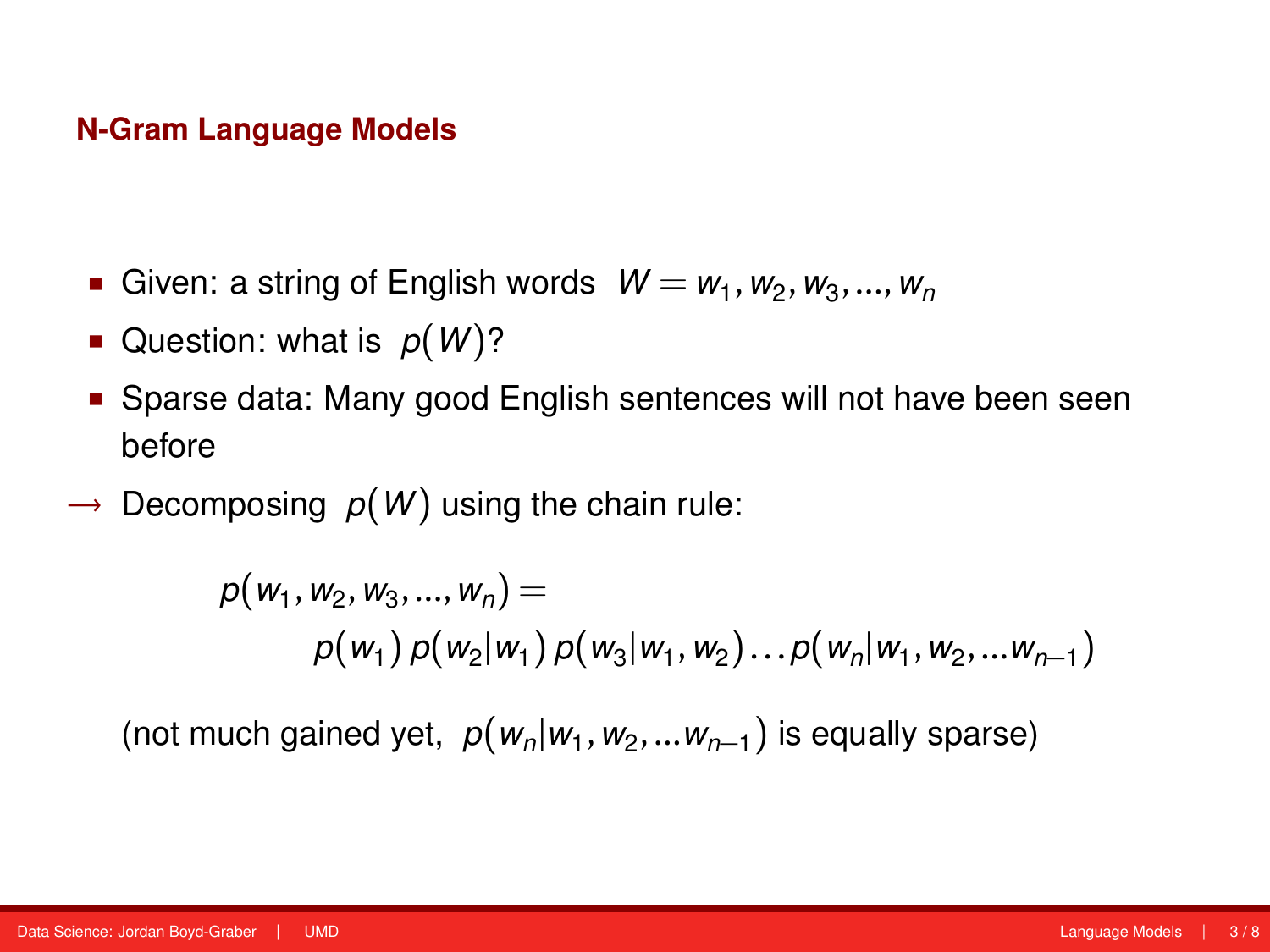## N-Gram Language Models

- Given: a string of English words $W = w_1, w_2, w_3, ..., w_n$
- Question: what is $p(W)$?
- Sparse data: Many good English sentences will not have been seen before

$\longrightarrow$ Decomposing $p(W)$ using the chain rule:

$$p(w_1, w_2, w_3, ..., w_n) = \\ p(w_1)\, p(w_2|w_1)\, p(w_3|w_1, w_2) \ldots p(w_n|w_1, w_2, ...w_{n-1})$$

(not much gained yet, $p(w_n|w_1, w_2, ...w_{n-1})$ is equally sparse)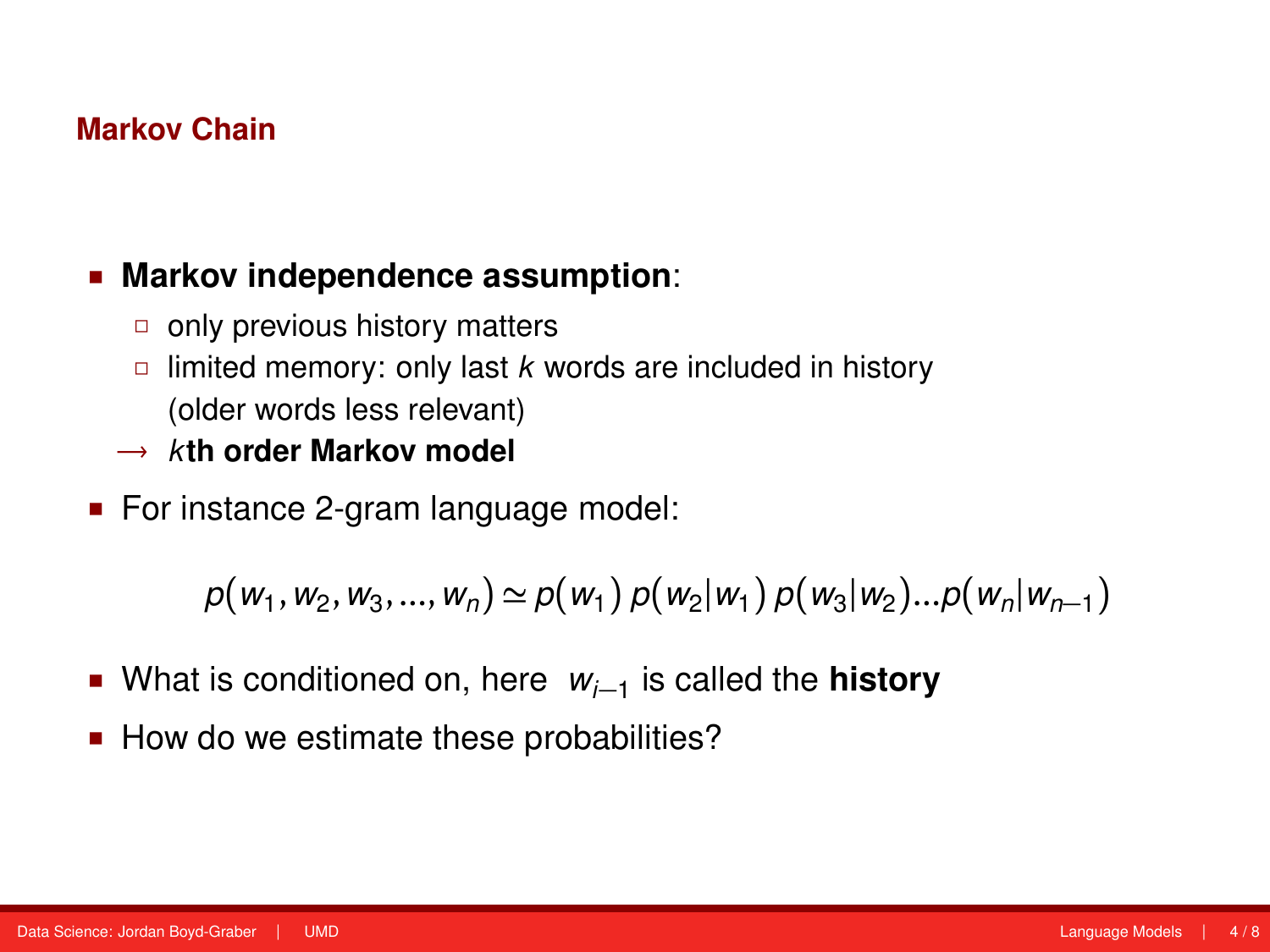## Markov Chain

- **Markov independence assumption**:
  - only previous history matters
  - limited memory: only last $k$ words are included in history (older words less relevant)

  $\longrightarrow$ ***k*th order Markov model**
- For instance 2-gram language model:

$$p(w_1, w_2, w_3, ..., w_n) \simeq p(w_1)\, p(w_2|w_1)\, p(w_3|w_2)...p(w_n|w_{n-1})$$

- What is conditioned on, here $w_{i-1}$ is called the **history**
- How do we estimate these probabilities?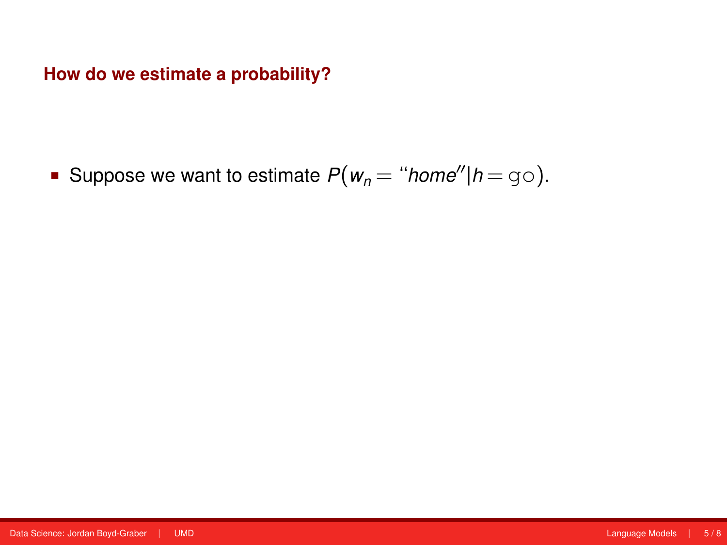## How do we estimate a probability?

- Suppose we want to estimate $P(w_n = \text{``}home\text{''} | h = \texttt{go})$.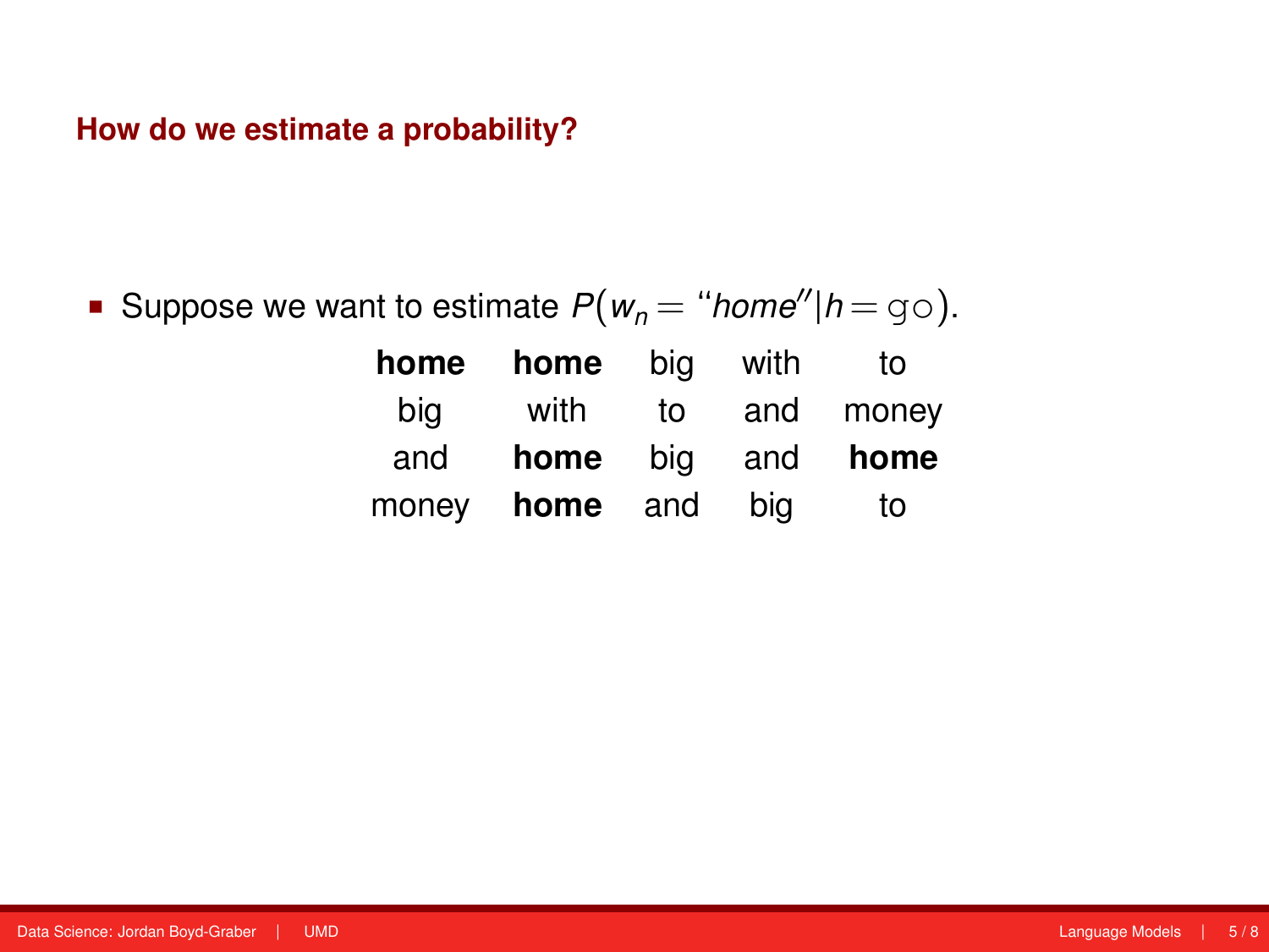## How do we estimate a probability?

- Suppose we want to estimate $P(w_n = \text{``}home\text{''} | h = \texttt{go})$.

| | | | | |
|---|---|---|---|---|
| **home** | **home** | big | with | to |
| big | with | to | and | money |
| and | **home** | big | and | **home** |
| money | **home** | and | big | to |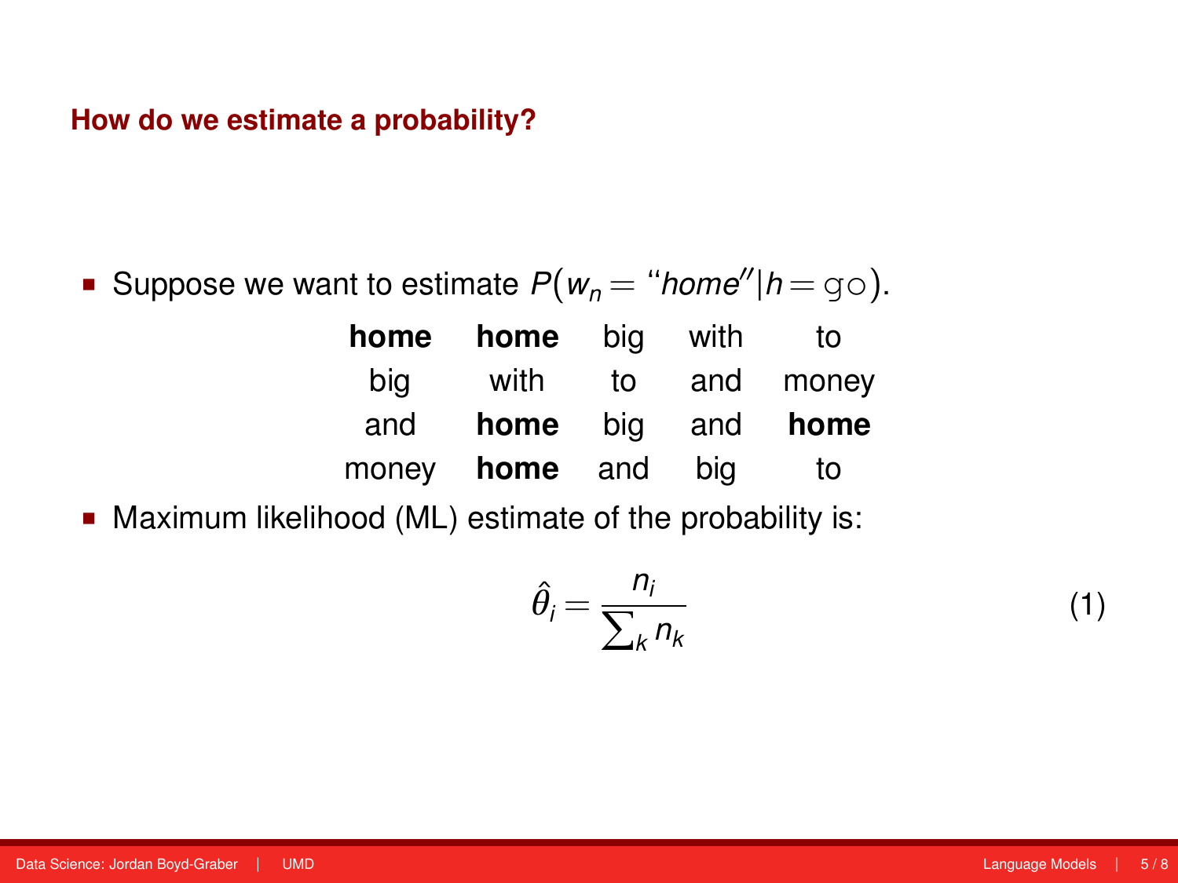## How do we estimate a probability?

- Suppose we want to estimate $P(w_n = \text{``}home\text{''} | h = \texttt{go})$.

| | | | | |
|---|---|---|---|---|
| **home** | **home** | big | with | to |
| big | with | to | and | money |
| and | **home** | big | and | **home** |
| money | **home** | and | big | to |

- Maximum likelihood (ML) estimate of the probability is:

$$\hat{\theta}_i = \frac{n_i}{\sum_k n_k} \tag{1}$$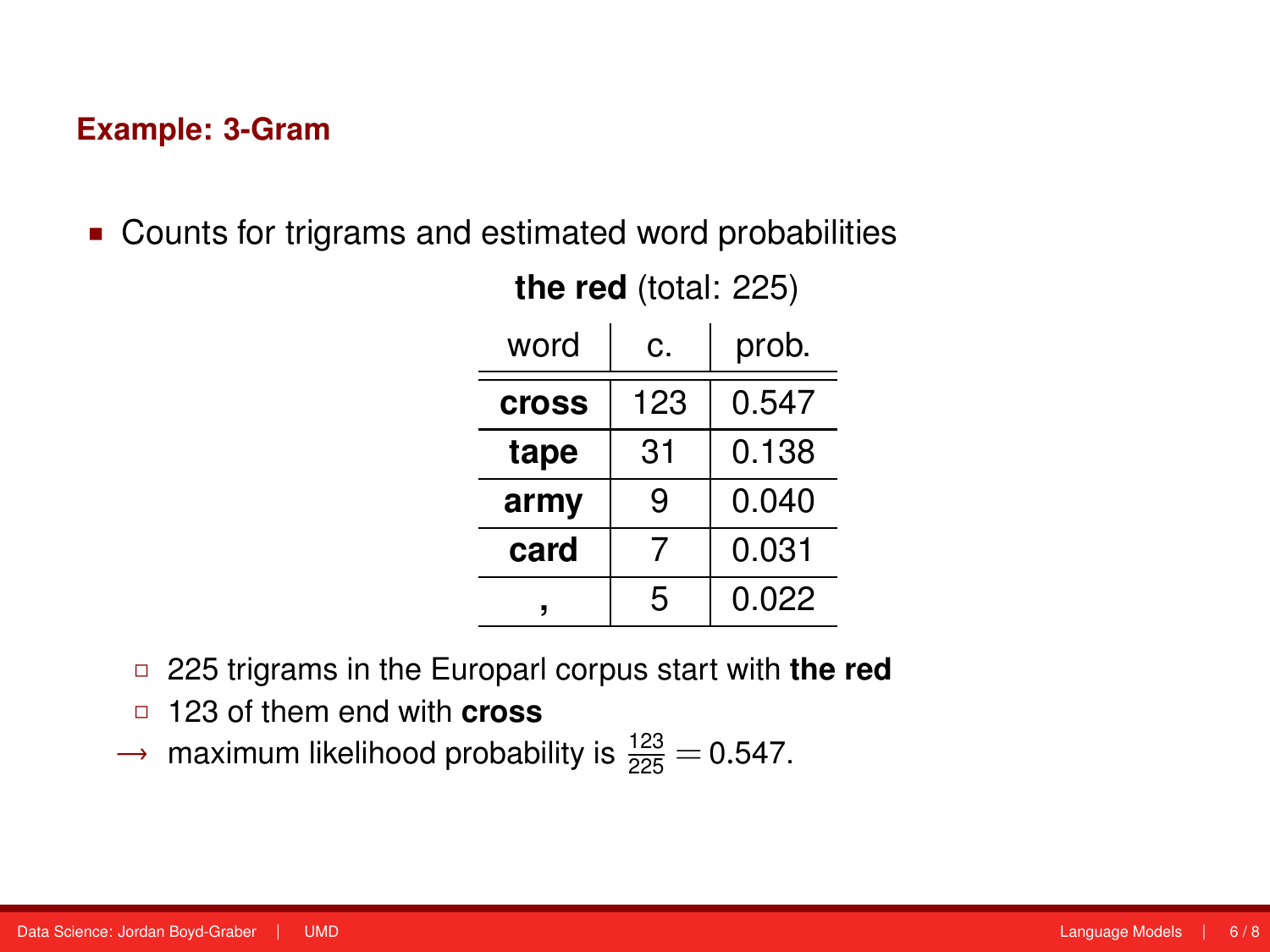## Example: 3-Gram

- Counts for trigrams and estimated word probabilities

**the red** (total: 225)

| word | c. | prob. |
|---|---|---|
| **cross** | 123 | 0.547 |
| **tape** | 31 | 0.138 |
| **army** | 9 | 0.040 |
| **card** | 7 | 0.031 |
| **,** | 5 | 0.022 |

- 225 trigrams in the Europarl corpus start with **the red**
- 123 of them end with **cross**

$\longrightarrow$ maximum likelihood probability is $\frac{123}{225} = 0.547$.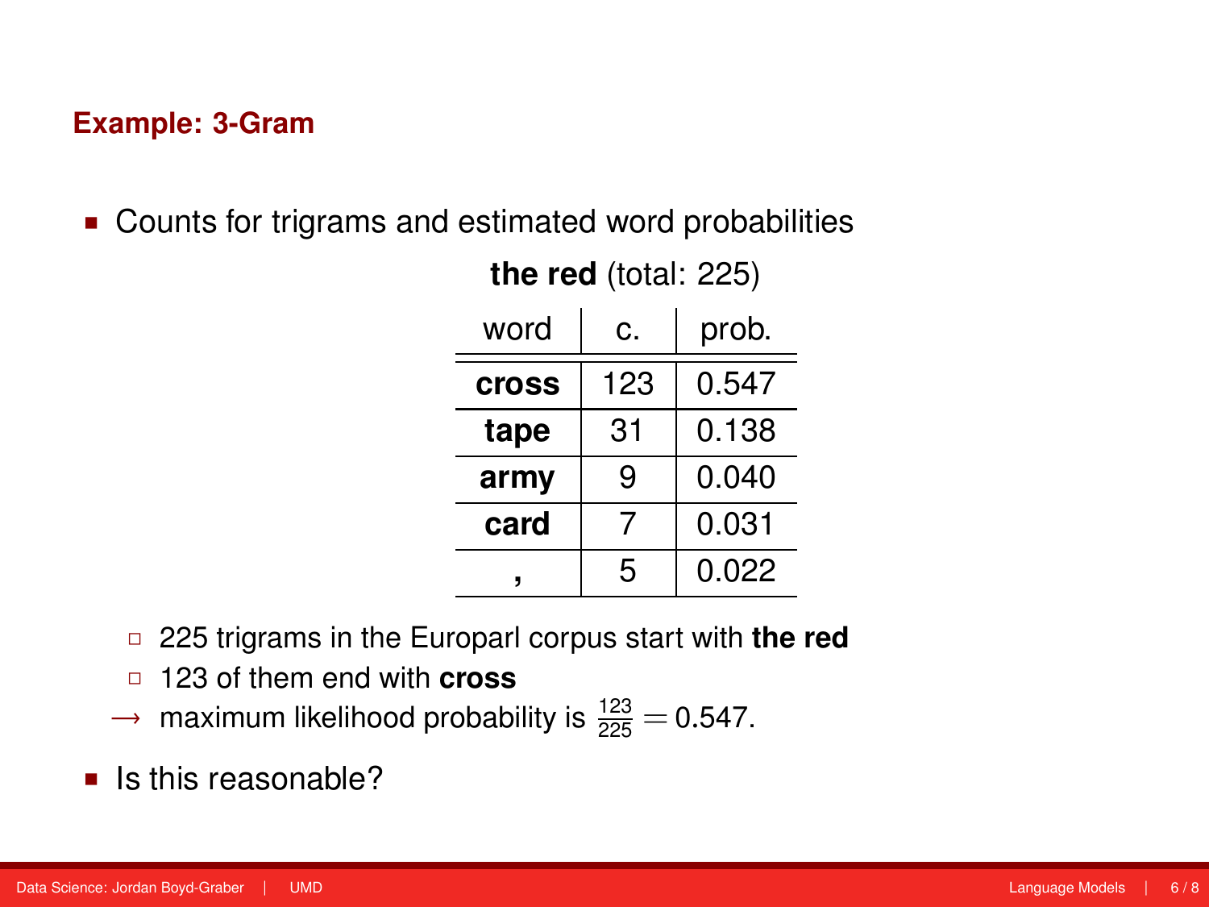## Example: 3-Gram

- Counts for trigrams and estimated word probabilities

**the red** (total: 225)

| word | c. | prob. |
|---|---|---|
| **cross** | 123 | 0.547 |
| **tape** | 31 | 0.138 |
| **army** | 9 | 0.040 |
| **card** | 7 | 0.031 |
| **,** | 5 | 0.022 |

  - 225 trigrams in the Europarl corpus start with **the red**
  - 123 of them end with **cross**
  - $\longrightarrow$ maximum likelihood probability is $\frac{123}{225} = 0.547$.
- Is this reasonable?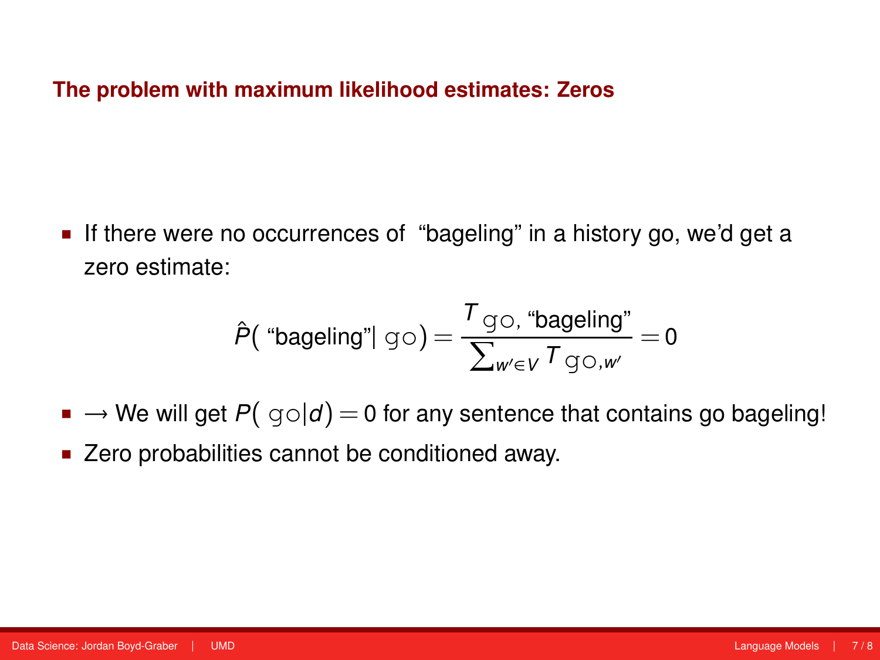## The problem with maximum likelihood estimates: Zeros

- If there were no occurrences of "bageling" in a history go, we'd get a zero estimate:

$$\hat{P}(\text{"bageling"} | \texttt{go}) = \frac{T_{\texttt{go}, \text{"bageling"}}}{\sum_{w' \in V} T_{\texttt{go}, w'}} = 0$$

- $\rightarrow$ We will get $P(\texttt{go}|d) = 0$ for any sentence that contains go bageling!
- Zero probabilities cannot be conditioned away.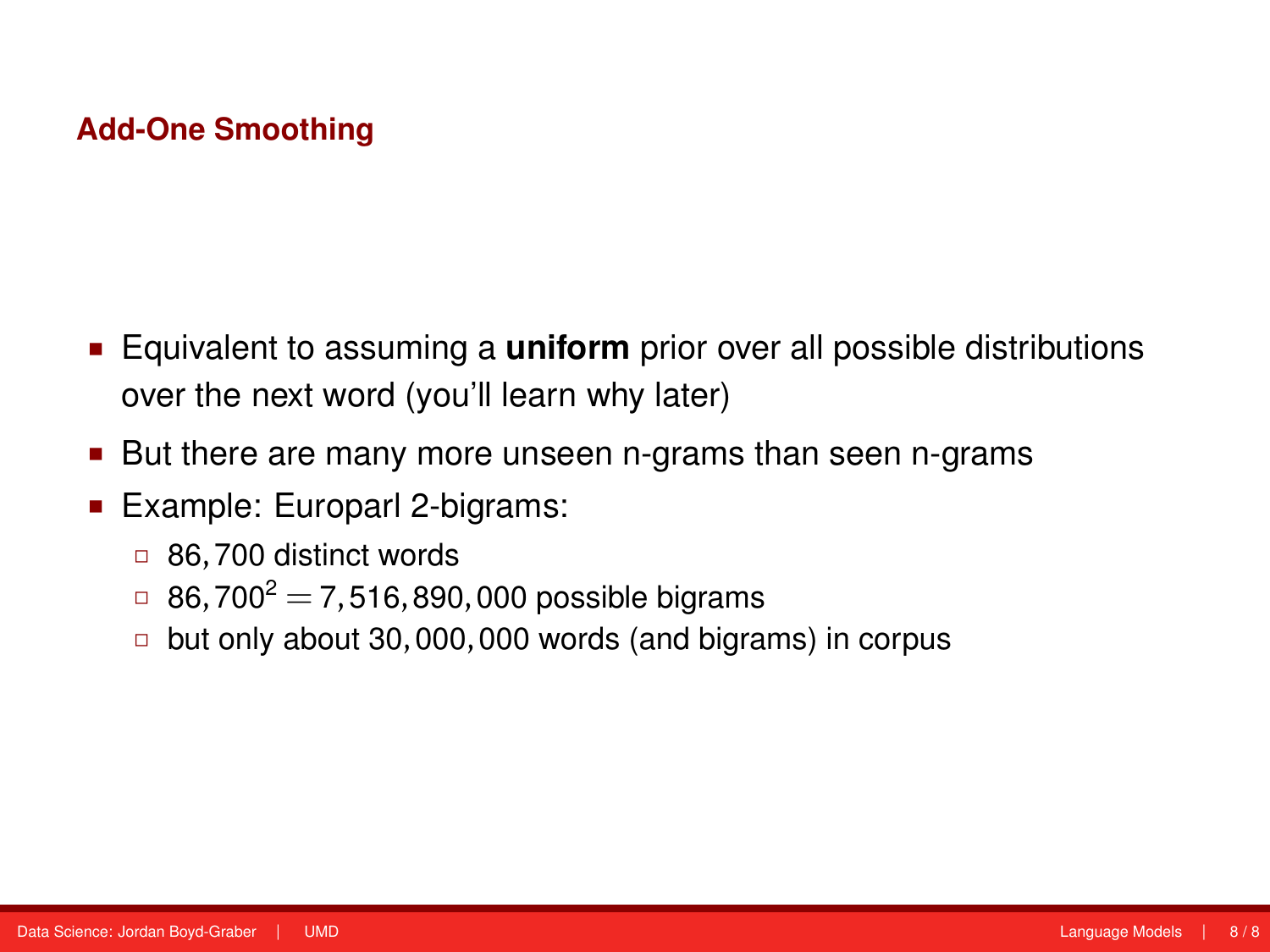## Add-One Smoothing

- Equivalent to assuming a **uniform** prior over all possible distributions over the next word (you'll learn why later)
- But there are many more unseen n-grams than seen n-grams
- Example: Europarl 2-bigrams:
  - $86,700$ distinct words
  - $86,700^2 = 7,516,890,000$ possible bigrams
  - but only about $30,000,000$ words (and bigrams) in corpus